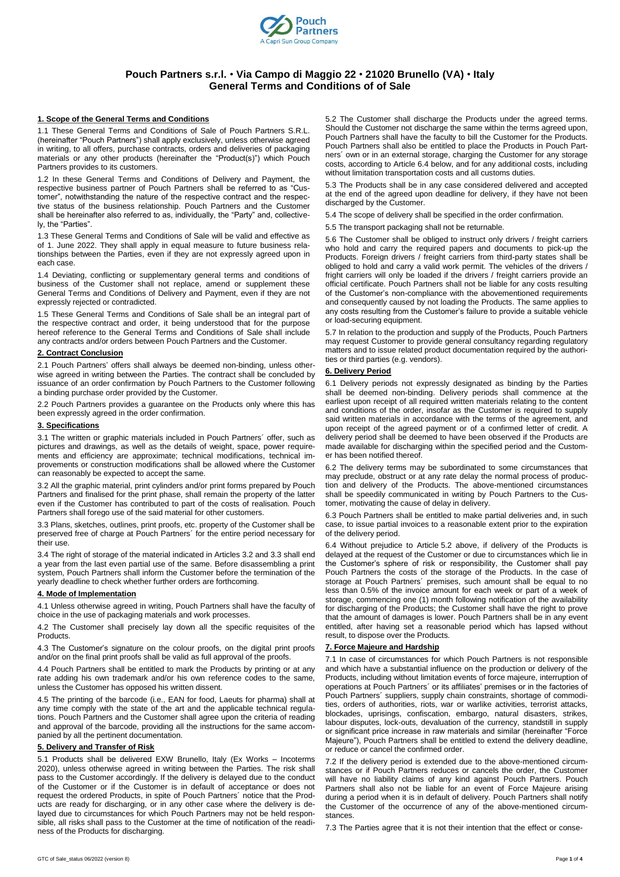# Pouch Partners s.r.l. • Via Campo di Maggio 22 • 21020 Brunello (VA) • Italy
## General Terms and Conditions of of Sale

### 1. Scope of the General Terms and Conditions

1.1 These General Terms and Conditions of Sale of Pouch Partners S.R.L. (hereinafter "Pouch Partners") shall apply exclusively, unless otherwise agreed in writing, to all offers, purchase contracts, orders and deliveries of packaging materials or any other products (hereinafter the "Product(s)") which Pouch Partners provides to its customers.

1.2 In these General Terms and Conditions of Delivery and Payment, the respective business partner of Pouch Partners shall be referred to as "Customer", notwithstanding the nature of the respective contract and the respective status of the business relationship. Pouch Partners and the Customer shall be hereinafter also referred to as, individually, the "Party" and, collectively, the "Parties".

1.3 These General Terms and Conditions of Sale will be valid and effective as of 1. June 2022. They shall apply in equal measure to future business relationships between the Parties, even if they are not expressly agreed upon in each case.

1.4 Deviating, conflicting or supplementary general terms and conditions of business of the Customer shall not replace, amend or supplement these General Terms and Conditions of Delivery and Payment, even if they are not expressly rejected or contradicted.

1.5 These General Terms and Conditions of Sale shall be an integral part of the respective contract and order, it being understood that for the purpose hereof reference to the General Terms and Conditions of Sale shall include any contracts and/or orders between Pouch Partners and the Customer.

### 2. Contract Conclusion

2.1 Pouch Partners' offers shall always be deemed non-binding, unless otherwise agreed in writing between the Parties. The contract shall be concluded by issuance of an order confirmation by Pouch Partners to the Customer following a binding purchase order provided by the Customer.

2.2 Pouch Partners provides a guarantee on the Products only where this has been expressly agreed in the order confirmation.

### 3. Specifications

3.1 The written or graphic materials included in Pouch Partners´ offer, such as pictures and drawings, as well as the details of weight, space, power requirements and efficiency are approximate; technical modifications, technical improvements or construction modifications shall be allowed where the Customer can reasonably be expected to accept the same.

3.2 All the graphic material, print cylinders and/or print forms prepared by Pouch Partners and finalised for the print phase, shall remain the property of the latter even if the Customer has contributed to part of the costs of realisation. Pouch Partners shall forego use of the said material for other customers.

3.3 Plans, sketches, outlines, print proofs, etc. property of the Customer shall be preserved free of charge at Pouch Partners´ for the entire period necessary for their use.

3.4 The right of storage of the material indicated in Articles 3.2 and 3.3 shall end a year from the last even partial use of the same. Before disassembling a print system, Pouch Partners shall inform the Customer before the termination of the yearly deadline to check whether further orders are forthcoming.

### 4. Mode of Implementation

4.1 Unless otherwise agreed in writing, Pouch Partners shall have the faculty of choice in the use of packaging materials and work processes.

4.2 The Customer shall precisely lay down all the specific requisites of the Products.

4.3 The Customer's signature on the colour proofs, on the digital print proofs and/or on the final print proofs shall be valid as full approval of the proofs.

4.4 Pouch Partners shall be entitled to mark the Products by printing or at any rate adding his own trademark and/or his own reference codes to the same, unless the Customer has opposed his written dissent.

4.5 The printing of the barcode (i.e., EAN for food, Laeuts for pharma) shall at any time comply with the state of the art and the applicable technical regulations. Pouch Partners and the Customer shall agree upon the criteria of reading and approval of the barcode, providing all the instructions for the same accompanied by all the pertinent documentation.

### 5. Delivery and Transfer of Risk

5.1 Products shall be delivered EXW Brunello, Italy (Ex Works – Incoterms 2020), unless otherwise agreed in writing between the Parties. The risk shall pass to the Customer accordingly. If the delivery is delayed due to the conduct of the Customer or if the Customer is in default of acceptance or does not request the ordered Products, in spite of Pouch Partners´ notice that the Products are ready for discharging, or in any other case where the delivery is delayed due to circumstances for which Pouch Partners may not be held responsible, all risks shall pass to the Customer at the time of notification of the readiness of the Products for discharging.

5.2 The Customer shall discharge the Products under the agreed terms. Should the Customer not discharge the same within the terms agreed upon, Pouch Partners shall have the faculty to bill the Customer for the Products. Pouch Partners shall also be entitled to place the Products in Pouch Partners´ own or in an external storage, charging the Customer for any storage costs, according to Article 6.4 below, and for any additional costs, including without limitation transportation costs and all customs duties.

5.3 The Products shall be in any case considered delivered and accepted at the end of the agreed upon deadline for delivery, if they have not been discharged by the Customer.

5.4 The scope of delivery shall be specified in the order confirmation.

5.5 The transport packaging shall not be returnable.

5.6 The Customer shall be obliged to instruct only drivers / freight carriers who hold and carry the required papers and documents to pick-up the Products. Foreign drivers / freight carriers from third-party states shall be obliged to hold and carry a valid work permit. The vehicles of the drivers / fright carriers will only be loaded if the drivers / freight carriers provide an official certificate. Pouch Partners shall not be liable for any costs resulting of the Customer's non-compliance with the abovementioned requirements and consequently caused by not loading the Products. The same applies to any costs resulting from the Customer's failure to provide a suitable vehicle or load-securing equipment.

5.7 In relation to the production and supply of the Products, Pouch Partners may request Customer to provide general consultancy regarding regulatory matters and to issue related product documentation required by the authorities or third parties (e.g. vendors).

### 6. Delivery Period

6.1 Delivery periods not expressly designated as binding by the Parties shall be deemed non-binding. Delivery periods shall commence at the earliest upon receipt of all required written materials relating to the content and conditions of the order, insofar as the Customer is required to supply said written materials in accordance with the terms of the agreement, and upon receipt of the agreed payment or of a confirmed letter of credit. A delivery period shall be deemed to have been observed if the Products are made available for discharging within the specified period and the Customer has been notified thereof.

6.2 The delivery terms may be subordinated to some circumstances that may preclude, obstruct or at any rate delay the normal process of production and delivery of the Products. The above-mentioned circumstances shall be speedily communicated in writing by Pouch Partners to the Customer, motivating the cause of delay in delivery.

6.3 Pouch Partners shall be entitled to make partial deliveries and, in such case, to issue partial invoices to a reasonable extent prior to the expiration of the delivery period.

6.4 Without prejudice to Article 5.2 above, if delivery of the Products is delayed at the request of the Customer or due to circumstances which lie in the Customer's sphere of risk or responsibility, the Customer shall pay Pouch Partners the costs of the storage of the Products. In the case of storage at Pouch Partners´ premises, such amount shall be equal to no less than 0.5% of the invoice amount for each week or part of a week of storage, commencing one (1) month following notification of the availability for discharging of the Products; the Customer shall have the right to prove that the amount of damages is lower. Pouch Partners shall be in any event entitled, after having set a reasonable period which has lapsed without result, to dispose over the Products.

### 7. Force Majeure and Hardship

7.1 In case of circumstances for which Pouch Partners is not responsible and which have a substantial influence on the production or delivery of the Products, including without limitation events of force majeure, interruption of operations at Pouch Partners´ or its affiliates' premises or in the factories of Pouch Partners´ suppliers, supply chain constraints, shortage of commodities, orders of authorities, riots, war or warlike activities, terrorist attacks, blockades, uprisings, confiscation, embargo, natural disasters, strikes, labour disputes, lock-outs, devaluation of the currency, standstill in supply or significant price increase in raw materials and similar (hereinafter "Force Majeure"), Pouch Partners shall be entitled to extend the delivery deadline, or reduce or cancel the confirmed order.

7.2 If the delivery period is extended due to the above-mentioned circumstances or if Pouch Partners reduces or cancels the order, the Customer will have no liability claims of any kind against Pouch Partners. Pouch Partners shall also not be liable for an event of Force Majeure arising during a period when it is in default of delivery. Pouch Partners shall notify the Customer of the occurrence of any of the above-mentioned circumstances.

7.3 The Parties agree that it is not their intention that the effect or conse-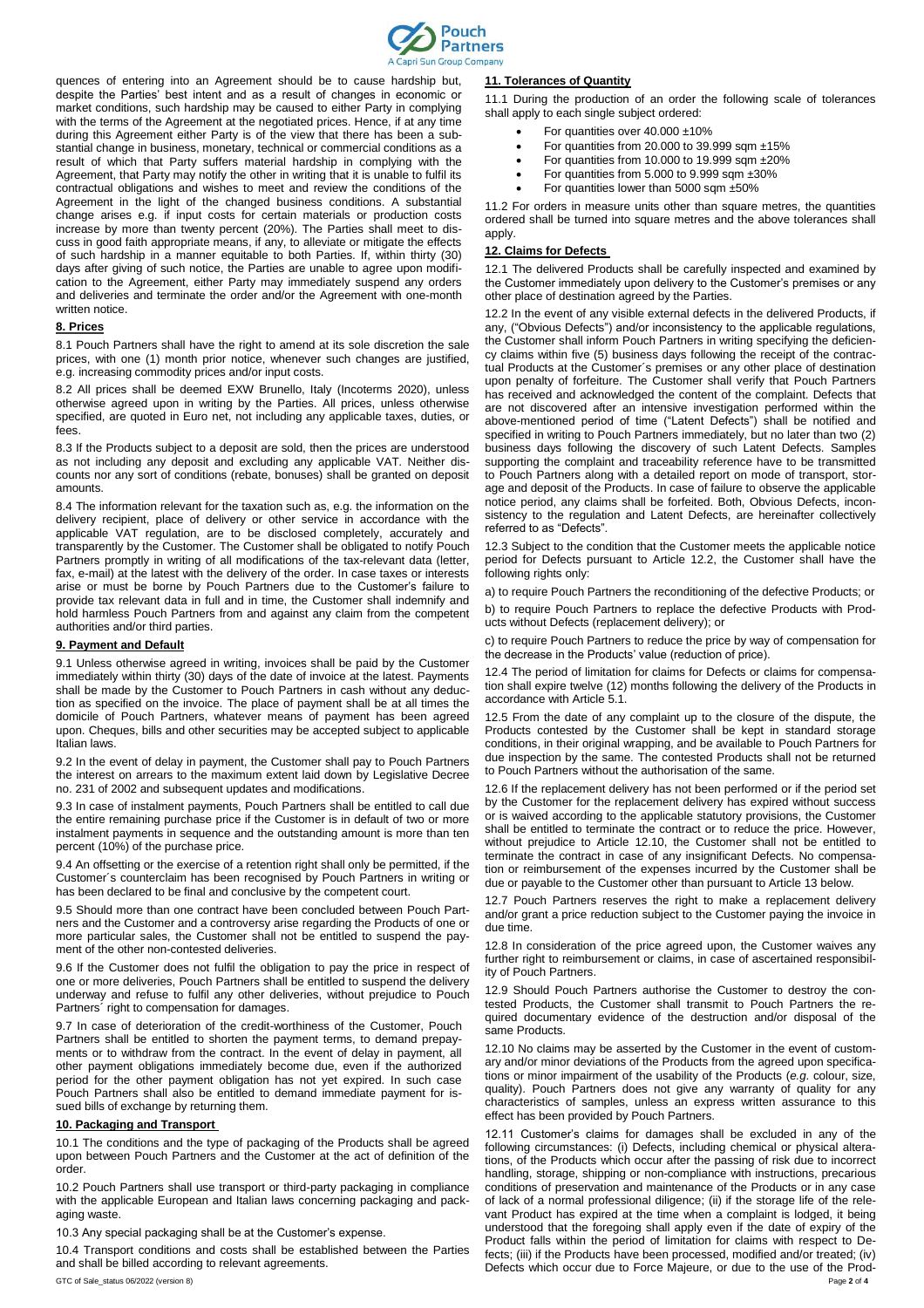quences of entering into an Agreement should be to cause hardship but, despite the Parties' best intent and as a result of changes in economic or market conditions, such hardship may be caused to either Party in complying with the terms of the Agreement at the negotiated prices. Hence, if at any time during this Agreement either Party is of the view that there has been a substantial change in business, monetary, technical or commercial conditions as a result of which that Party suffers material hardship in complying with the Agreement, that Party may notify the other in writing that it is unable to fulfil its contractual obligations and wishes to meet and review the conditions of the Agreement in the light of the changed business conditions. A substantial change arises e.g. if input costs for certain materials or production costs increase by more than twenty percent (20%). The Parties shall meet to discuss in good faith appropriate means, if any, to alleviate or mitigate the effects of such hardship in a manner equitable to both Parties. If, within thirty (30) days after giving of such notice, the Parties are unable to agree upon modification to the Agreement, either Party may immediately suspend any orders and deliveries and terminate the order and/or the Agreement with one-month written notice.

## 8. Prices

8.1 Pouch Partners shall have the right to amend at its sole discretion the sale prices, with one (1) month prior notice, whenever such changes are justified, e.g. increasing commodity prices and/or input costs.

8.2 All prices shall be deemed EXW Brunello, Italy (Incoterms 2020), unless otherwise agreed upon in writing by the Parties. All prices, unless otherwise specified, are quoted in Euro net, not including any applicable taxes, duties, or fees.

8.3 If the Products subject to a deposit are sold, then the prices are understood as not including any deposit and excluding any applicable VAT. Neither discounts nor any sort of conditions (rebate, bonuses) shall be granted on deposit amounts.

8.4 The information relevant for the taxation such as, e.g. the information on the delivery recipient, place of delivery or other service in accordance with the applicable VAT regulation, are to be disclosed completely, accurately and transparently by the Customer. The Customer shall be obligated to notify Pouch Partners promptly in writing of all modifications of the tax-relevant data (letter, fax, e-mail) at the latest with the delivery of the order. In case taxes or interests arise or must be borne by Pouch Partners due to the Customer's failure to provide tax relevant data in full and in time, the Customer shall indemnify and hold harmless Pouch Partners from and against any claim from the competent authorities and/or third parties.

## 9. Payment and Default

9.1 Unless otherwise agreed in writing, invoices shall be paid by the Customer immediately within thirty (30) days of the date of invoice at the latest. Payments shall be made by the Customer to Pouch Partners in cash without any deduction as specified on the invoice. The place of payment shall be at all times the domicile of Pouch Partners, whatever means of payment has been agreed upon. Cheques, bills and other securities may be accepted subject to applicable Italian laws.

9.2 In the event of delay in payment, the Customer shall pay to Pouch Partners the interest on arrears to the maximum extent laid down by Legislative Decree no. 231 of 2002 and subsequent updates and modifications.

9.3 In case of instalment payments, Pouch Partners shall be entitled to call due the entire remaining purchase price if the Customer is in default of two or more instalment payments in sequence and the outstanding amount is more than ten percent (10%) of the purchase price.

9.4 An offsetting or the exercise of a retention right shall only be permitted, if the Customer´s counterclaim has been recognised by Pouch Partners in writing or has been declared to be final and conclusive by the competent court.

9.5 Should more than one contract have been concluded between Pouch Partners and the Customer and a controversy arise regarding the Products of one or more particular sales, the Customer shall not be entitled to suspend the payment of the other non-contested deliveries.

9.6 If the Customer does not fulfil the obligation to pay the price in respect of one or more deliveries, Pouch Partners shall be entitled to suspend the delivery underway and refuse to fulfil any other deliveries, without prejudice to Pouch Partners´ right to compensation for damages.

9.7 In case of deterioration of the credit-worthiness of the Customer, Pouch Partners shall be entitled to shorten the payment terms, to demand prepayments or to withdraw from the contract. In the event of delay in payment, all other payment obligations immediately become due, even if the authorized period for the other payment obligation has not yet expired. In such case Pouch Partners shall also be entitled to demand immediate payment for issued bills of exchange by returning them.

## 10. Packaging and Transport

10.1 The conditions and the type of packaging of the Products shall be agreed upon between Pouch Partners and the Customer at the act of definition of the order.

10.2 Pouch Partners shall use transport or third-party packaging in compliance with the applicable European and Italian laws concerning packaging and packaging waste.

10.3 Any special packaging shall be at the Customer's expense.

10.4 Transport conditions and costs shall be established between the Parties and shall be billed according to relevant agreements.

## 11. Tolerances of Quantity

11.1 During the production of an order the following scale of tolerances shall apply to each single subject ordered:

- For quantities over 40.000 ±10%
- For quantities from 20.000 to 39.999 sqm ±15%
- For quantities from 10.000 to 19.999 sqm ±20%
- For quantities from 5.000 to 9.999 sqm ±30%
- For quantities lower than 5000 sqm ±50%

11.2 For orders in measure units other than square metres, the quantities ordered shall be turned into square metres and the above tolerances shall apply.

## 12. Claims for Defects

12.1 The delivered Products shall be carefully inspected and examined by the Customer immediately upon delivery to the Customer's premises or any other place of destination agreed by the Parties.

12.2 In the event of any visible external defects in the delivered Products, if any, ("Obvious Defects") and/or inconsistency to the applicable regulations, the Customer shall inform Pouch Partners in writing specifying the deficiency claims within five (5) business days following the receipt of the contractual Products at the Customer´s premises or any other place of destination upon penalty of forfeiture. The Customer shall verify that Pouch Partners has received and acknowledged the content of the complaint. Defects that are not discovered after an intensive investigation performed within the above-mentioned period of time ("Latent Defects") shall be notified and specified in writing to Pouch Partners immediately, but no later than two (2) business days following the discovery of such Latent Defects. Samples supporting the complaint and traceability reference have to be transmitted to Pouch Partners along with a detailed report on mode of transport, storage and deposit of the Products. In case of failure to observe the applicable notice period, any claims shall be forfeited. Both, Obvious Defects, inconsistency to the regulation and Latent Defects, are hereinafter collectively referred to as "Defects".

12.3 Subject to the condition that the Customer meets the applicable notice period for Defects pursuant to Article 12.2, the Customer shall have the following rights only:

a) to require Pouch Partners the reconditioning of the defective Products; or

b) to require Pouch Partners to replace the defective Products with Products without Defects (replacement delivery); or

c) to require Pouch Partners to reduce the price by way of compensation for the decrease in the Products' value (reduction of price).

12.4 The period of limitation for claims for Defects or claims for compensation shall expire twelve (12) months following the delivery of the Products in accordance with Article 5.1.

12.5 From the date of any complaint up to the closure of the dispute, the Products contested by the Customer shall be kept in standard storage conditions, in their original wrapping, and be available to Pouch Partners for due inspection by the same. The contested Products shall not be returned to Pouch Partners without the authorisation of the same.

12.6 If the replacement delivery has not been performed or if the period set by the Customer for the replacement delivery has expired without success or is waived according to the applicable statutory provisions, the Customer shall be entitled to terminate the contract or to reduce the price. However, without prejudice to Article 12.10, the Customer shall not be entitled to terminate the contract in case of any insignificant Defects. No compensation or reimbursement of the expenses incurred by the Customer shall be due or payable to the Customer other than pursuant to Article 13 below.

12.7 Pouch Partners reserves the right to make a replacement delivery and/or grant a price reduction subject to the Customer paying the invoice in due time.

12.8 In consideration of the price agreed upon, the Customer waives any further right to reimbursement or claims, in case of ascertained responsibility of Pouch Partners.

12.9 Should Pouch Partners authorise the Customer to destroy the contested Products, the Customer shall transmit to Pouch Partners the required documentary evidence of the destruction and/or disposal of the same Products.

12.10 No claims may be asserted by the Customer in the event of customary and/or minor deviations of the Products from the agreed upon specifications or minor impairment of the usability of the Products (*e.g.* colour, size, quality). Pouch Partners does not give any warranty of quality for any characteristics of samples, unless an express written assurance to this effect has been provided by Pouch Partners.

12.11 Customer's claims for damages shall be excluded in any of the following circumstances: (i) Defects, including chemical or physical alterations, of the Products which occur after the passing of risk due to incorrect handling, storage, shipping or non-compliance with instructions, precarious conditions of preservation and maintenance of the Products or in any case of lack of a normal professional diligence; (ii) if the storage life of the relevant Product has expired at the time when a complaint is lodged, it being understood that the foregoing shall apply even if the date of expiry of the Product falls within the period of limitation for claims with respect to Defects; (iii) if the Products have been processed, modified and/or treated; (iv) Defects which occur due to Force Majeure, or due to the use of the Prod-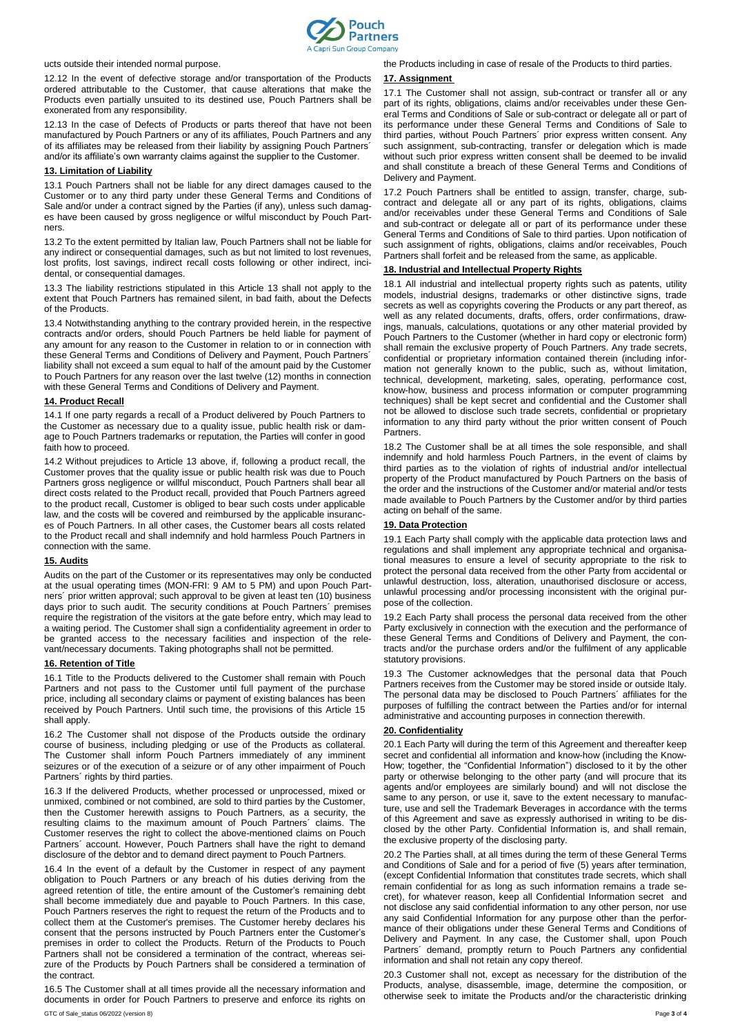ucts outside their intended normal purpose.

12.12 In the event of defective storage and/or transportation of the Products ordered attributable to the Customer, that cause alterations that make the Products even partially unsuited to its destined use, Pouch Partners shall be exonerated from any responsibility.

12.13 In the case of Defects of Products or parts thereof that have not been manufactured by Pouch Partners or any of its affiliates, Pouch Partners and any of its affiliates may be released from their liability by assigning Pouch Partners´ and/or its affiliate's own warranty claims against the supplier to the Customer.

## 13. Limitation of Liability

13.1 Pouch Partners shall not be liable for any direct damages caused to the Customer or to any third party under these General Terms and Conditions of Sale and/or under a contract signed by the Parties (if any), unless such damages have been caused by gross negligence or wilful misconduct by Pouch Partners.

13.2 To the extent permitted by Italian law, Pouch Partners shall not be liable for any indirect or consequential damages, such as but not limited to lost revenues, lost profits, lost savings, indirect recall costs following or other indirect, incidental, or consequential damages.

13.3 The liability restrictions stipulated in this Article 13 shall not apply to the extent that Pouch Partners has remained silent, in bad faith, about the Defects of the Products.

13.4 Notwithstanding anything to the contrary provided herein, in the respective contracts and/or orders, should Pouch Partners be held liable for payment of any amount for any reason to the Customer in relation to or in connection with these General Terms and Conditions of Delivery and Payment, Pouch Partners´ liability shall not exceed a sum equal to half of the amount paid by the Customer to Pouch Partners for any reason over the last twelve (12) months in connection with these General Terms and Conditions of Delivery and Payment.

## 14. Product Recall

14.1 If one party regards a recall of a Product delivered by Pouch Partners to the Customer as necessary due to a quality issue, public health risk or damage to Pouch Partners trademarks or reputation, the Parties will confer in good faith how to proceed.

14.2 Without prejudices to Article 13 above, if, following a product recall, the Customer proves that the quality issue or public health risk was due to Pouch Partners gross negligence or willful misconduct, Pouch Partners shall bear all direct costs related to the Product recall, provided that Pouch Partners agreed to the product recall, Customer is obliged to bear such costs under applicable law, and the costs will be covered and reimbursed by the applicable insurances of Pouch Partners. In all other cases, the Customer bears all costs related to the Product recall and shall indemnify and hold harmless Pouch Partners in connection with the same.

## 15. Audits

Audits on the part of the Customer or its representatives may only be conducted at the usual operating times (MON-FRI: 9 AM to 5 PM) and upon Pouch Partners´ prior written approval; such approval to be given at least ten (10) business days prior to such audit. The security conditions at Pouch Partners´ premises require the registration of the visitors at the gate before entry, which may lead to a waiting period. The Customer shall sign a confidentiality agreement in order to be granted access to the necessary facilities and inspection of the relevant/necessary documents. Taking photographs shall not be permitted.

## 16. Retention of Title

16.1 Title to the Products delivered to the Customer shall remain with Pouch Partners and not pass to the Customer until full payment of the purchase price, including all secondary claims or payment of existing balances has been received by Pouch Partners. Until such time, the provisions of this Article 15 shall apply.

16.2 The Customer shall not dispose of the Products outside the ordinary course of business, including pledging or use of the Products as collateral. The Customer shall inform Pouch Partners immediately of any imminent seizures or of the execution of a seizure or of any other impairment of Pouch Partners´ rights by third parties.

16.3 If the delivered Products, whether processed or unprocessed, mixed or unmixed, combined or not combined, are sold to third parties by the Customer, then the Customer herewith assigns to Pouch Partners, as a security, the resulting claims to the maximum amount of Pouch Partners´ claims. The Customer reserves the right to collect the above-mentioned claims on Pouch Partners´ account. However, Pouch Partners shall have the right to demand disclosure of the debtor and to demand direct payment to Pouch Partners.

16.4 In the event of a default by the Customer in respect of any payment obligation to Pouch Partners or any breach of his duties deriving from the agreed retention of title, the entire amount of the Customer's remaining debt shall become immediately due and payable to Pouch Partners. In this case, Pouch Partners reserves the right to request the return of the Products and to collect them at the Customer's premises. The Customer hereby declares his consent that the persons instructed by Pouch Partners enter the Customer's premises in order to collect the Products. Return of the Products to Pouch Partners shall not be considered a termination of the contract, whereas seizure of the Products by Pouch Partners shall be considered a termination of the contract.

16.5 The Customer shall at all times provide all the necessary information and documents in order for Pouch Partners to preserve and enforce its rights on the Products including in case of resale of the Products to third parties.

## 17. Assignment

17.1 The Customer shall not assign, sub-contract or transfer all or any part of its rights, obligations, claims and/or receivables under these General Terms and Conditions of Sale or sub-contract or delegate all or part of its performance under these General Terms and Conditions of Sale to third parties, without Pouch Partners´ prior express written consent. Any such assignment, sub-contracting, transfer or delegation which is made without such prior express written consent shall be deemed to be invalid and shall constitute a breach of these General Terms and Conditions of Delivery and Payment.

17.2 Pouch Partners shall be entitled to assign, transfer, charge, sub-contract and delegate all or any part of its rights, obligations, claims and/or receivables under these General Terms and Conditions of Sale and sub-contract or delegate all or part of its performance under these General Terms and Conditions of Sale to third parties. Upon notification of such assignment of rights, obligations, claims and/or receivables, Pouch Partners shall forfeit and be released from the same, as applicable.

## 18. Industrial and Intellectual Property Rights

18.1 All industrial and intellectual property rights such as patents, utility models, industrial designs, trademarks or other distinctive signs, trade secrets as well as copyrights covering the Products or any part thereof, as well as any related documents, drafts, offers, order confirmations, drawings, manuals, calculations, quotations or any other material provided by Pouch Partners to the Customer (whether in hard copy or electronic form) shall remain the exclusive property of Pouch Partners. Any trade secrets, confidential or proprietary information contained therein (including information not generally known to the public, such as, without limitation, technical, development, marketing, sales, operating, performance cost, know-how, business and process information or computer programming techniques) shall be kept secret and confidential and the Customer shall not be allowed to disclose such trade secrets, confidential or proprietary information to any third party without the prior written consent of Pouch Partners.

18.2 The Customer shall be at all times the sole responsible, and shall indemnify and hold harmless Pouch Partners, in the event of claims by third parties as to the violation of rights of industrial and/or intellectual property of the Product manufactured by Pouch Partners on the basis of the order and the instructions of the Customer and/or material and/or tests made available to Pouch Partners by the Customer and/or by third parties acting on behalf of the same.

## 19. Data Protection

19.1 Each Party shall comply with the applicable data protection laws and regulations and shall implement any appropriate technical and organisational measures to ensure a level of security appropriate to the risk to protect the personal data received from the other Party from accidental or unlawful destruction, loss, alteration, unauthorised disclosure or access, unlawful processing and/or processing inconsistent with the original purpose of the collection.

19.2 Each Party shall process the personal data received from the other Party exclusively in connection with the execution and the performance of these General Terms and Conditions of Delivery and Payment, the contracts and/or the purchase orders and/or the fulfilment of any applicable statutory provisions.

19.3 The Customer acknowledges that the personal data that Pouch Partners receives from the Customer may be stored inside or outside Italy. The personal data may be disclosed to Pouch Partners´ affiliates for the purposes of fulfilling the contract between the Parties and/or for internal administrative and accounting purposes in connection therewith.

## 20. Confidentiality

20.1 Each Party will during the term of this Agreement and thereafter keep secret and confidential all information and know-how (including the Know-How; together, the "Confidential Information") disclosed to it by the other party or otherwise belonging to the other party (and will procure that its agents and/or employees are similarly bound) and will not disclose the same to any person, or use it, save to the extent necessary to manufacture, use and sell the Trademark Beverages in accordance with the terms of this Agreement and save as expressly authorised in writing to be disclosed by the other Party. Confidential Information is, and shall remain, the exclusive property of the disclosing party.

20.2 The Parties shall, at all times during the term of these General Terms and Conditions of Sale and for a period of five (5) years after termination, (except Confidential Information that constitutes trade secrets, which shall remain confidential for as long as such information remains a trade secret), for whatever reason, keep all Confidential Information secret and not disclose any said confidential information to any other person, nor use any said Confidential Information for any purpose other than the performance of their obligations under these General Terms and Conditions of Delivery and Payment. In any case, the Customer shall, upon Pouch Partners´ demand, promptly return to Pouch Partners any confidential information and shall not retain any copy thereof.

20.3 Customer shall not, except as necessary for the distribution of the Products, analyse, disassemble, image, determine the composition, or otherwise seek to imitate the Products and/or the characteristic drinking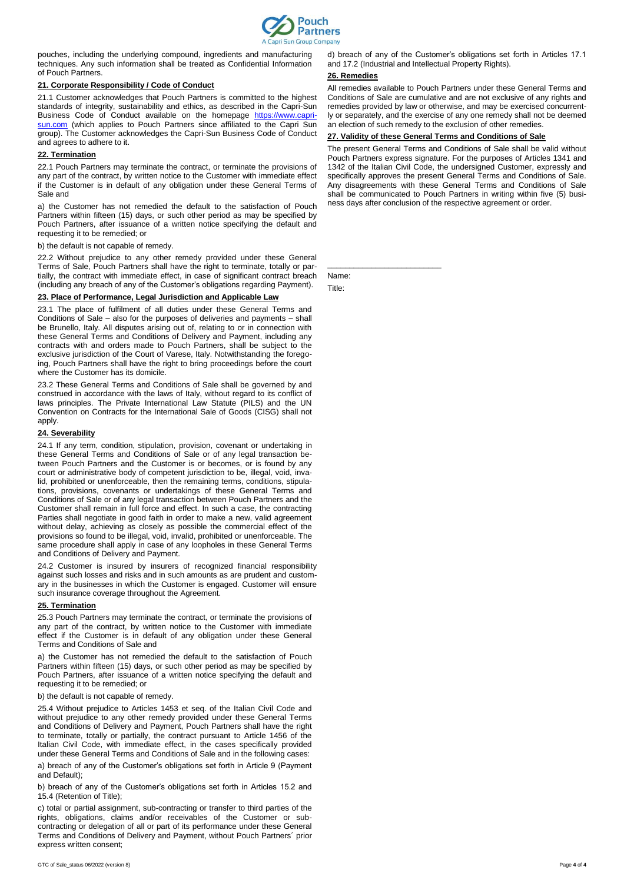pouches, including the underlying compound, ingredients and manufacturing techniques. Any such information shall be treated as Confidential Information of Pouch Partners.

## 21. Corporate Responsibility / Code of Conduct

21.1 Customer acknowledges that Pouch Partners is committed to the highest standards of integrity, sustainability and ethics, as described in the Capri-Sun Business Code of Conduct available on the homepage https://www.capri-sun.com (which applies to Pouch Partners since affiliated to the Capri Sun group). The Customer acknowledges the Capri-Sun Business Code of Conduct and agrees to adhere to it.

## 22. Termination

22.1 Pouch Partners may terminate the contract, or terminate the provisions of any part of the contract, by written notice to the Customer with immediate effect if the Customer is in default of any obligation under these General Terms of Sale and

a) the Customer has not remedied the default to the satisfaction of Pouch Partners within fifteen (15) days, or such other period as may be specified by Pouch Partners, after issuance of a written notice specifying the default and requesting it to be remedied; or

b) the default is not capable of remedy.

22.2 Without prejudice to any other remedy provided under these General Terms of Sale, Pouch Partners shall have the right to terminate, totally or partially, the contract with immediate effect, in case of significant contract breach (including any breach of any of the Customer's obligations regarding Payment).

## 23. Place of Performance, Legal Jurisdiction and Applicable Law

23.1 The place of fulfilment of all duties under these General Terms and Conditions of Sale – also for the purposes of deliveries and payments – shall be Brunello, Italy. All disputes arising out of, relating to or in connection with these General Terms and Conditions of Delivery and Payment, including any contracts with and orders made to Pouch Partners, shall be subject to the exclusive jurisdiction of the Court of Varese, Italy. Notwithstanding the foregoing, Pouch Partners shall have the right to bring proceedings before the court where the Customer has its domicile.

23.2 These General Terms and Conditions of Sale shall be governed by and construed in accordance with the laws of Italy, without regard to its conflict of laws principles. The Private International Law Statute (PILS) and the UN Convention on Contracts for the International Sale of Goods (CISG) shall not apply.

## 24. Severability

24.1 If any term, condition, stipulation, provision, covenant or undertaking in these General Terms and Conditions of Sale or of any legal transaction between Pouch Partners and the Customer is or becomes, or is found by any court or administrative body of competent jurisdiction to be, illegal, void, invalid, prohibited or unenforceable, then the remaining terms, conditions, stipulations, provisions, covenants or undertakings of these General Terms and Conditions of Sale or of any legal transaction between Pouch Partners and the Customer shall remain in full force and effect. In such a case, the contracting Parties shall negotiate in good faith in order to make a new, valid agreement without delay, achieving as closely as possible the commercial effect of the provisions so found to be illegal, void, invalid, prohibited or unenforceable. The same procedure shall apply in case of any loopholes in these General Terms and Conditions of Delivery and Payment.

24.2 Customer is insured by insurers of recognized financial responsibility against such losses and risks and in such amounts as are prudent and customary in the businesses in which the Customer is engaged. Customer will ensure such insurance coverage throughout the Agreement.

## 25. Termination

25.3 Pouch Partners may terminate the contract, or terminate the provisions of any part of the contract, by written notice to the Customer with immediate effect if the Customer is in default of any obligation under these General Terms and Conditions of Sale and

a) the Customer has not remedied the default to the satisfaction of Pouch Partners within fifteen (15) days, or such other period as may be specified by Pouch Partners, after issuance of a written notice specifying the default and requesting it to be remedied; or

b) the default is not capable of remedy.

25.4 Without prejudice to Articles 1453 et seq. of the Italian Civil Code and without prejudice to any other remedy provided under these General Terms and Conditions of Delivery and Payment, Pouch Partners shall have the right to terminate, totally or partially, the contract pursuant to Article 1456 of the Italian Civil Code, with immediate effect, in the cases specifically provided under these General Terms and Conditions of Sale and in the following cases:

a) breach of any of the Customer's obligations set forth in Article 9 (Payment and Default);

b) breach of any of the Customer's obligations set forth in Articles 15.2 and 15.4 (Retention of Title);

c) total or partial assignment, sub-contracting or transfer to third parties of the rights, obligations, claims and/or receivables of the Customer or sub-contracting or delegation of all or part of its performance under these General Terms and Conditions of Delivery and Payment, without Pouch Partners´ prior express written consent;

d) breach of any of the Customer's obligations set forth in Articles 17.1 and 17.2 (Industrial and Intellectual Property Rights).

## 26. Remedies

All remedies available to Pouch Partners under these General Terms and Conditions of Sale are cumulative and are not exclusive of any rights and remedies provided by law or otherwise, and may be exercised concurrently or separately, and the exercise of any one remedy shall not be deemed an election of such remedy to the exclusion of other remedies.

## 27. Validity of these General Terms and Conditions of Sale

The present General Terms and Conditions of Sale shall be valid without Pouch Partners express signature. For the purposes of Articles 1341 and 1342 of the Italian Civil Code, the undersigned Customer, expressly and specifically approves the present General Terms and Conditions of Sale. Any disagreements with these General Terms and Conditions of Sale shall be communicated to Pouch Partners in writing within five (5) business days after conclusion of the respective agreement or order.

\_\_\_\_\_\_\_\_\_\_\_\_\_\_\_\_\_\_\_\_\_\_\_\_\_\_

Name:

Title: